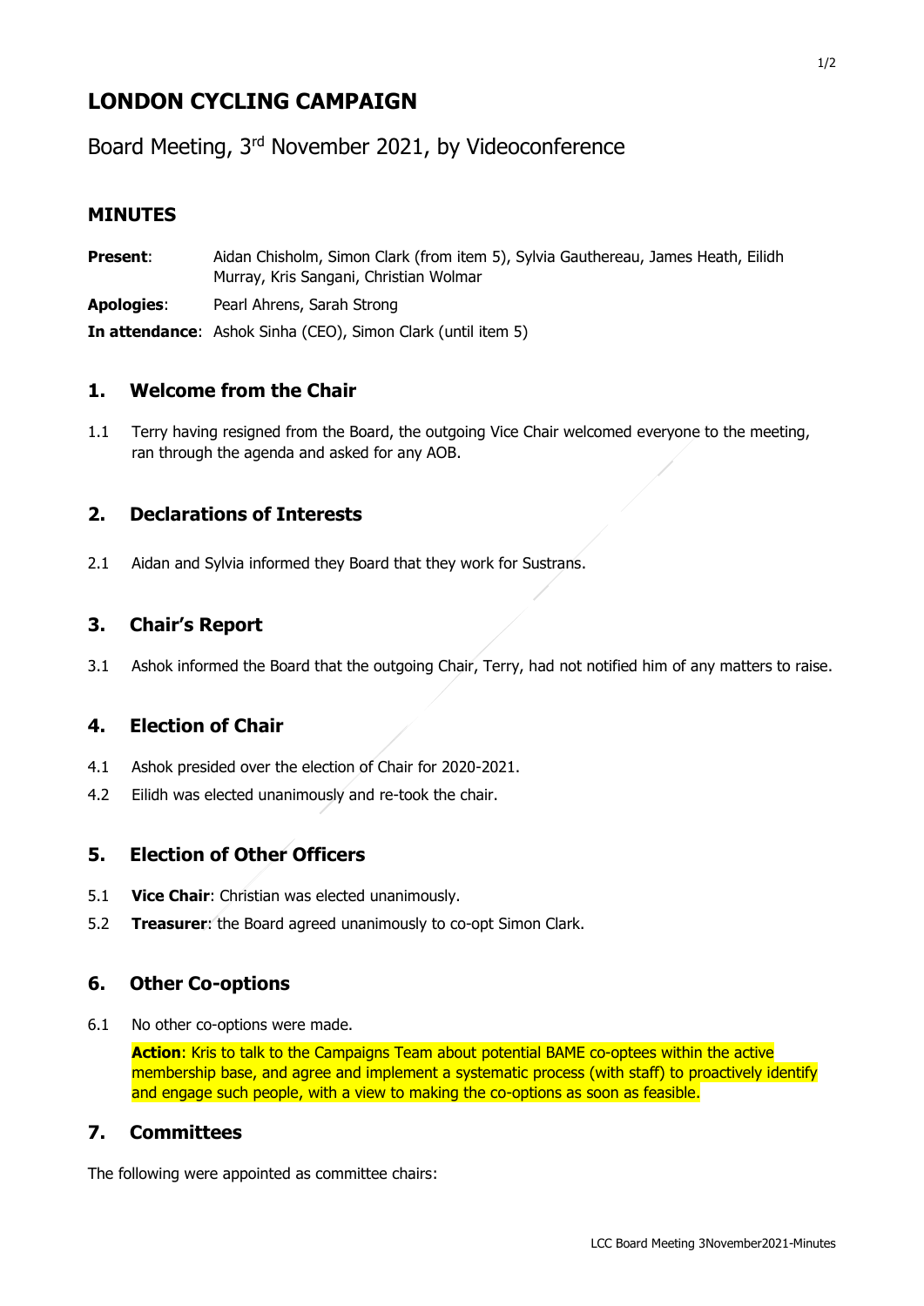# LONDON CYCLING CAMPAIGN

Board Meeting, 3rd November 2021, by Videoconference

## MINUTES

**Present**: Aidan Chisholm, Simon Clark (from item 5), Sylvia Gauthereau, James Heath, Eilidh Murray, Kris Sangani, Christian Wolmar

**Apologies**: Pearl Ahrens, Sarah Strong

**In attendance**: Ashok Sinha (CEO), Simon Clark (until item 5)

## 1. Welcome from the Chair

1.1 Terry having resigned from the Board, the outgoing Vice Chair welcomed everyone to the meeting, ran through the agenda and asked for any AOB.

## 2. Declarations of Interests

2.1 Aidan and Sylvia informed they Board that they work for Sustrans.

## 3. Chair's Report

3.1 Ashok informed the Board that the outgoing Chair, Terry, had not notified him of any matters to raise.

## 4. Election of Chair

4.1 Ashok presided over the election of Chair for 2020-2021.

4.2 Eilidh was elected unanimously and re-took the chair.

## 5. Election of Other Officers

5.1 **Vice Chair**: Christian was elected unanimously.

5.2 **Treasurer**: the Board agreed unanimously to co-opt Simon Clark.

## 6. Other Co-options

6.1 No other co-options were made.

**Action**: Kris to talk to the Campaigns Team about potential BAME co-optees within the active membership base, and agree and implement a systematic process (with staff) to proactively identify and engage such people, with a view to making the co-options as soon as feasible.

## 7. Committees

The following were appointed as committee chairs: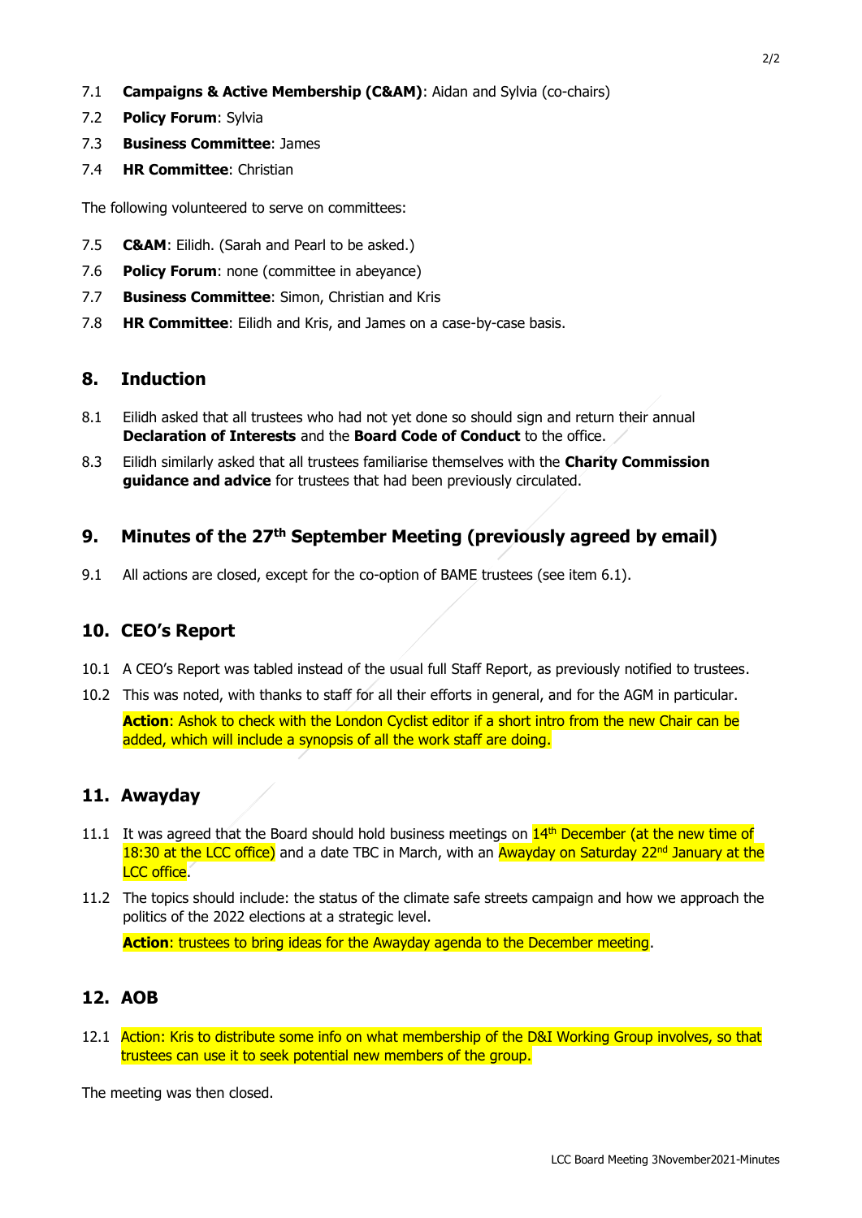7.1 **Campaigns & Active Membership (C&AM)**: Aidan and Sylvia (co-chairs)

7.2 **Policy Forum**: Sylvia

7.3 **Business Committee**: James

7.4 **HR Committee**: Christian

The following volunteered to serve on committees:

7.5 **C&AM**: Eilidh. (Sarah and Pearl to be asked.)

7.6 **Policy Forum**: none (committee in abeyance)

7.7 **Business Committee**: Simon, Christian and Kris

7.8 **HR Committee**: Eilidh and Kris, and James on a case-by-case basis.

## 8. Induction

8.1 Eilidh asked that all trustees who had not yet done so should sign and return their annual **Declaration of Interests** and the **Board Code of Conduct** to the office.

8.3 Eilidh similarly asked that all trustees familiarise themselves with the **Charity Commission guidance and advice** for trustees that had been previously circulated.

## 9. Minutes of the 27th September Meeting (previously agreed by email)

9.1 All actions are closed, except for the co-option of BAME trustees (see item 6.1).

## 10. CEO's Report

10.1 A CEO's Report was tabled instead of the usual full Staff Report, as previously notified to trustees.

10.2 This was noted, with thanks to staff for all their efforts in general, and for the AGM in particular.

**Action**: Ashok to check with the London Cyclist editor if a short intro from the new Chair can be added, which will include a synopsis of all the work staff are doing.

## 11. Awayday

11.1 It was agreed that the Board should hold business meetings on 14th December (at the new time of 18:30 at the LCC office) and a date TBC in March, with an Awayday on Saturday 22nd January at the LCC office.

11.2 The topics should include: the status of the climate safe streets campaign and how we approach the politics of the 2022 elections at a strategic level.

**Action**: trustees to bring ideas for the Awayday agenda to the December meeting.

## 12. AOB

12.1 Action: Kris to distribute some info on what membership of the D&I Working Group involves, so that trustees can use it to seek potential new members of the group.

The meeting was then closed.